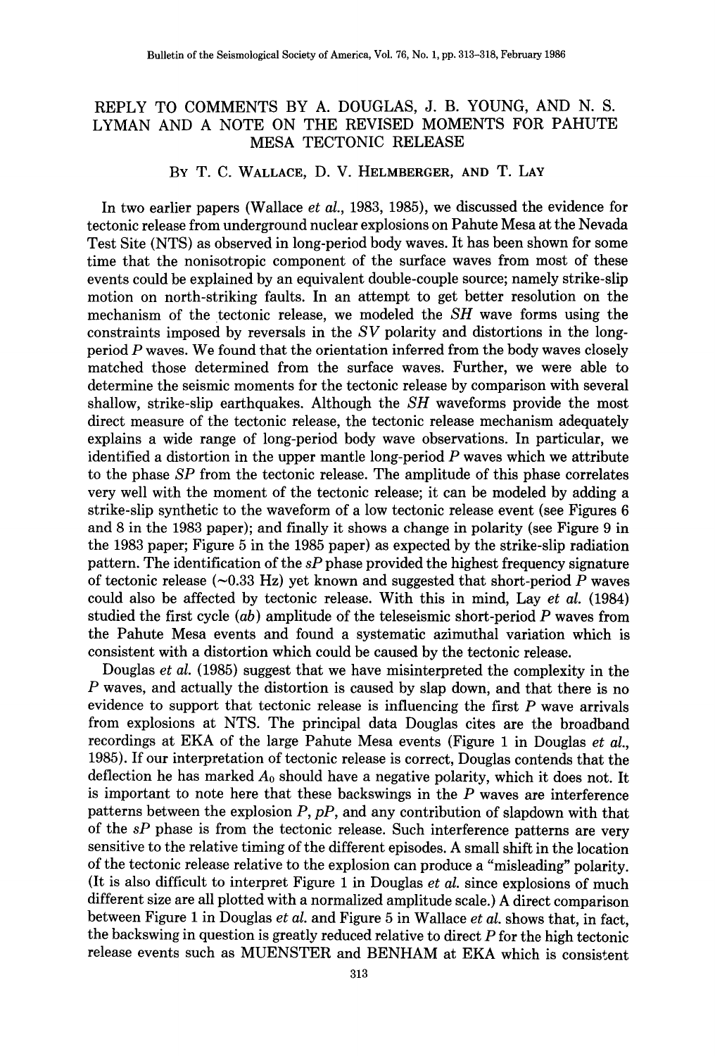# REPLY TO COMMENTS BY A. DOUGLAS, J. B. YOUNG, AND N. S. LYMAN AND A NOTE ON THE REVISED MOMENTS FOR PAHUTE MESA TECTONIC RELEASE

By T. C. Wallace, D. V. Helmberger, and T. Lay

In two earlier papers (Wallace *et al.*, 1983, 1985), we discussed the evidence for tectonic release from underground nuclear explosions on Pahute Mesa at the Nevada Test Site (NTS) as observed in long-period body waves. It has been shown for some time that the nonisotropic component of the surface waves from most of these events could be explained by an equivalent double-couple source; namely strike-slip motion on north-striking faults. In an attempt to get better resolution on the mechanism of the tectonic release, we modeled the *SH* wave forms using the constraints imposed by reversals in the *SV* polarity and distortions in the long-period *P* waves. We found that the orientation inferred from the body waves closely matched those determined from the surface waves. Further, we were able to determine the seismic moments for the tectonic release by comparison with several shallow, strike-slip earthquakes. Although the *SH* waveforms provide the most direct measure of the tectonic release, the tectonic release mechanism adequately explains a wide range of long-period body wave observations. In particular, we identified a distortion in the upper mantle long-period *P* waves which we attribute to the phase *SP* from the tectonic release. The amplitude of this phase correlates very well with the moment of the tectonic release; it can be modeled by adding a strike-slip synthetic to the waveform of a low tectonic release event (see Figures 6 and 8 in the 1983 paper); and finally it shows a change in polarity (see Figure 9 in the 1983 paper; Figure 5 in the 1985 paper) as expected by the strike-slip radiation pattern. The identification of the *sP* phase provided the highest frequency signature of tectonic release (~0.33 Hz) yet known and suggested that short-period *P* waves could also be affected by tectonic release. With this in mind, Lay *et al.* (1984) studied the first cycle (*ab*) amplitude of the teleseismic short-period *P* waves from the Pahute Mesa events and found a systematic azimuthal variation which is consistent with a distortion which could be caused by the tectonic release.

Douglas *et al.* (1985) suggest that we have misinterpreted the complexity in the *P* waves, and actually the distortion is caused by slap down, and that there is no evidence to support that tectonic release is influencing the first *P* wave arrivals from explosions at NTS. The principal data Douglas cites are the broadband recordings at EKA of the large Pahute Mesa events (Figure 1 in Douglas *et al.*, 1985). If our interpretation of tectonic release is correct, Douglas contends that the deflection he has marked $A_0$ should have a negative polarity, which it does not. It is important to note here that these backswings in the *P* waves are interference patterns between the explosion *P*, *pP*, and any contribution of slapdown with that of the *sP* phase is from the tectonic release. Such interference patterns are very sensitive to the relative timing of the different episodes. A small shift in the location of the tectonic release relative to the explosion can produce a "misleading" polarity. (It is also difficult to interpret Figure 1 in Douglas *et al.* since explosions of much different size are all plotted with a normalized amplitude scale.) A direct comparison between Figure 1 in Douglas *et al.* and Figure 5 in Wallace *et al.* shows that, in fact, the backswing in question is greatly reduced relative to direct *P* for the high tectonic release events such as MUENSTER and BENHAM at EKA which is consistent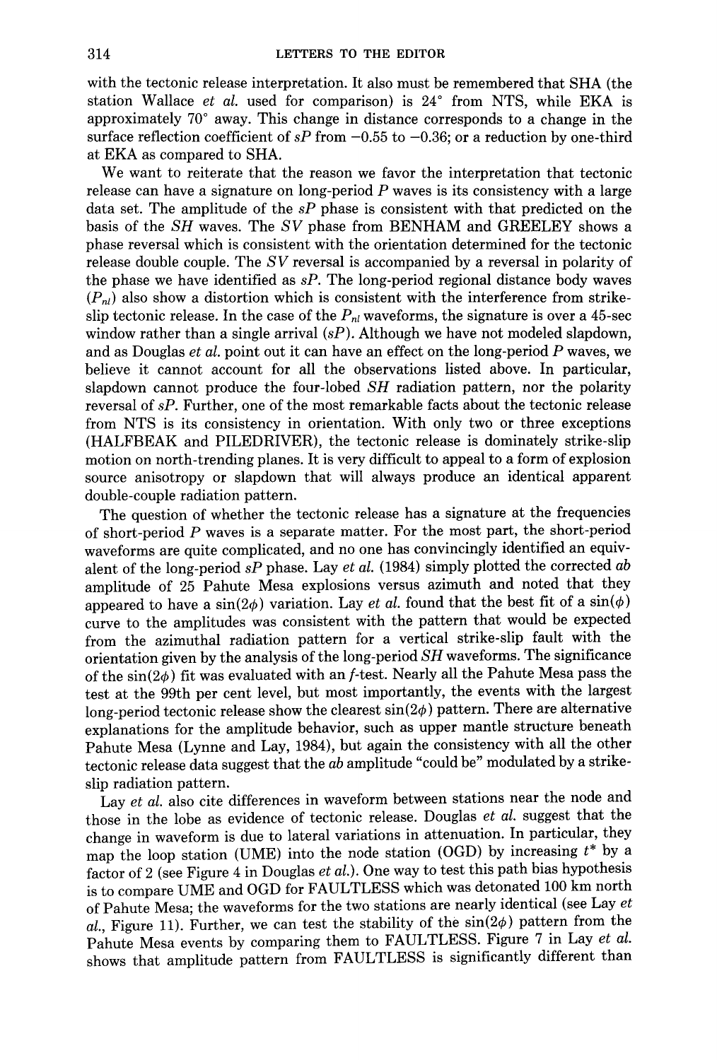with the tectonic release interpretation. It also must be remembered that SHA (the station Wallace *et al.* used for comparison) is 24° from NTS, while EKA is approximately 70° away. This change in distance corresponds to a change in the surface reflection coefficient of *sP* from −0.55 to −0.36; or a reduction by one-third at EKA as compared to SHA.

We want to reiterate that the reason we favor the interpretation that tectonic release can have a signature on long-period *P* waves is its consistency with a large data set. The amplitude of the *sP* phase is consistent with that predicted on the basis of the *SH* waves. The *SV* phase from BENHAM and GREELEY shows a phase reversal which is consistent with the orientation determined for the tectonic release double couple. The *SV* reversal is accompanied by a reversal in polarity of the phase we have identified as *sP*. The long-period regional distance body waves ($P_{nl}$) also show a distortion which is consistent with the interference from strike-slip tectonic release. In the case of the $P_{nl}$ waveforms, the signature is over a 45-sec window rather than a single arrival (*sP*). Although we have not modeled slapdown, and as Douglas *et al.* point out it can have an effect on the long-period *P* waves, we believe it cannot account for all the observations listed above. In particular, slapdown cannot produce the four-lobed *SH* radiation pattern, nor the polarity reversal of *sP*. Further, one of the most remarkable facts about the tectonic release from NTS is its consistency in orientation. With only two or three exceptions (HALFBEAK and PILEDRIVER), the tectonic release is dominately strike-slip motion on north-trending planes. It is very difficult to appeal to a form of explosion source anisotropy or slapdown that will always produce an identical apparent double-couple radiation pattern.

The question of whether the tectonic release has a signature at the frequencies of short-period *P* waves is a separate matter. For the most part, the short-period waveforms are quite complicated, and no one has convincingly identified an equivalent of the long-period *sP* phase. Lay *et al.* (1984) simply plotted the corrected *ab* amplitude of 25 Pahute Mesa explosions versus azimuth and noted that they appeared to have a $\sin(2\phi)$ variation. Lay *et al.* found that the best fit of a $\sin(\phi)$ curve to the amplitudes was consistent with the pattern that would be expected from the azimuthal radiation pattern for a vertical strike-slip fault with the orientation given by the analysis of the long-period *SH* waveforms. The significance of the $\sin(2\phi)$ fit was evaluated with an *f*-test. Nearly all the Pahute Mesa pass the test at the 99th per cent level, but most importantly, the events with the largest long-period tectonic release show the clearest $\sin(2\phi)$ pattern. There are alternative explanations for the amplitude behavior, such as upper mantle structure beneath Pahute Mesa (Lynne and Lay, 1984), but again the consistency with all the other tectonic release data suggest that the *ab* amplitude "could be" modulated by a strike-slip radiation pattern.

Lay *et al.* also cite differences in waveform between stations near the node and those in the lobe as evidence of tectonic release. Douglas *et al.* suggest that the change in waveform is due to lateral variations in attenuation. In particular, they map the loop station (UME) into the node station (OGD) by increasing $t^*$ by a factor of 2 (see Figure 4 in Douglas *et al.*). One way to test this path bias hypothesis is to compare UME and OGD for FAULTLESS which was detonated 100 km north of Pahute Mesa; the waveforms for the two stations are nearly identical (see Lay *et al.*, Figure 11). Further, we can test the stability of the $\sin(2\phi)$ pattern from the Pahute Mesa events by comparing them to FAULTLESS. Figure 7 in Lay *et al.* shows that amplitude pattern from FAULTLESS is significantly different than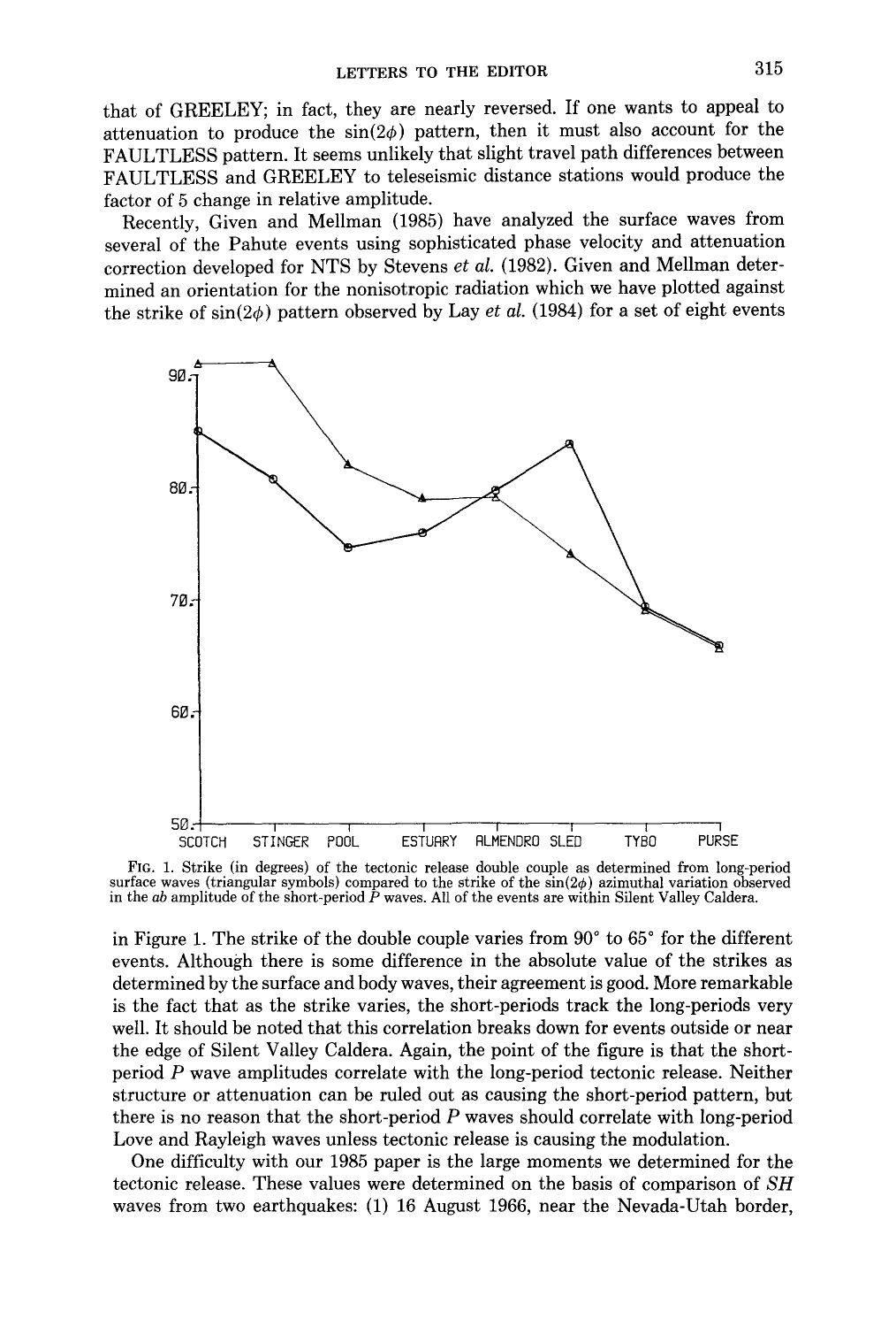that of GREELEY; in fact, they are nearly reversed. If one wants to appeal to attenuation to produce the $\sin(2\phi)$ pattern, then it must also account for the FAULTLESS pattern. It seems unlikely that slight travel path differences between FAULTLESS and GREELEY to teleseismic distance stations would produce the factor of 5 change in relative amplitude.

Recently, Given and Mellman (1985) have analyzed the surface waves from several of the Pahute events using sophisticated phase velocity and attenuation correction developed for NTS by Stevens *et al.* (1982). Given and Mellman determined an orientation for the nonisotropic radiation which we have plotted against the strike of $\sin(2\phi)$ pattern observed by Lay *et al.* (1984) for a set of eight events

FIG. 1. Strike (in degrees) of the tectonic release double couple as determined from long-period surface waves (triangular symbols) compared to the strike of the $\sin(2\phi)$ azimuthal variation observed in the *ab* amplitude of the short-period *P* waves. All of the events are within Silent Valley Caldera.

in Figure 1. The strike of the double couple varies from 90° to 65° for the different events. Although there is some difference in the absolute value of the strikes as determined by the surface and body waves, their agreement is good. More remarkable is the fact that as the strike varies, the short-periods track the long-periods very well. It should be noted that this correlation breaks down for events outside or near the edge of Silent Valley Caldera. Again, the point of the figure is that the short-period *P* wave amplitudes correlate with the long-period tectonic release. Neither structure or attenuation can be ruled out as causing the short-period pattern, but there is no reason that the short-period *P* waves should correlate with long-period Love and Rayleigh waves unless tectonic release is causing the modulation.

One difficulty with our 1985 paper is the large moments we determined for the tectonic release. These values were determined on the basis of comparison of *SH* waves from two earthquakes: (1) 16 August 1966, near the Nevada-Utah border,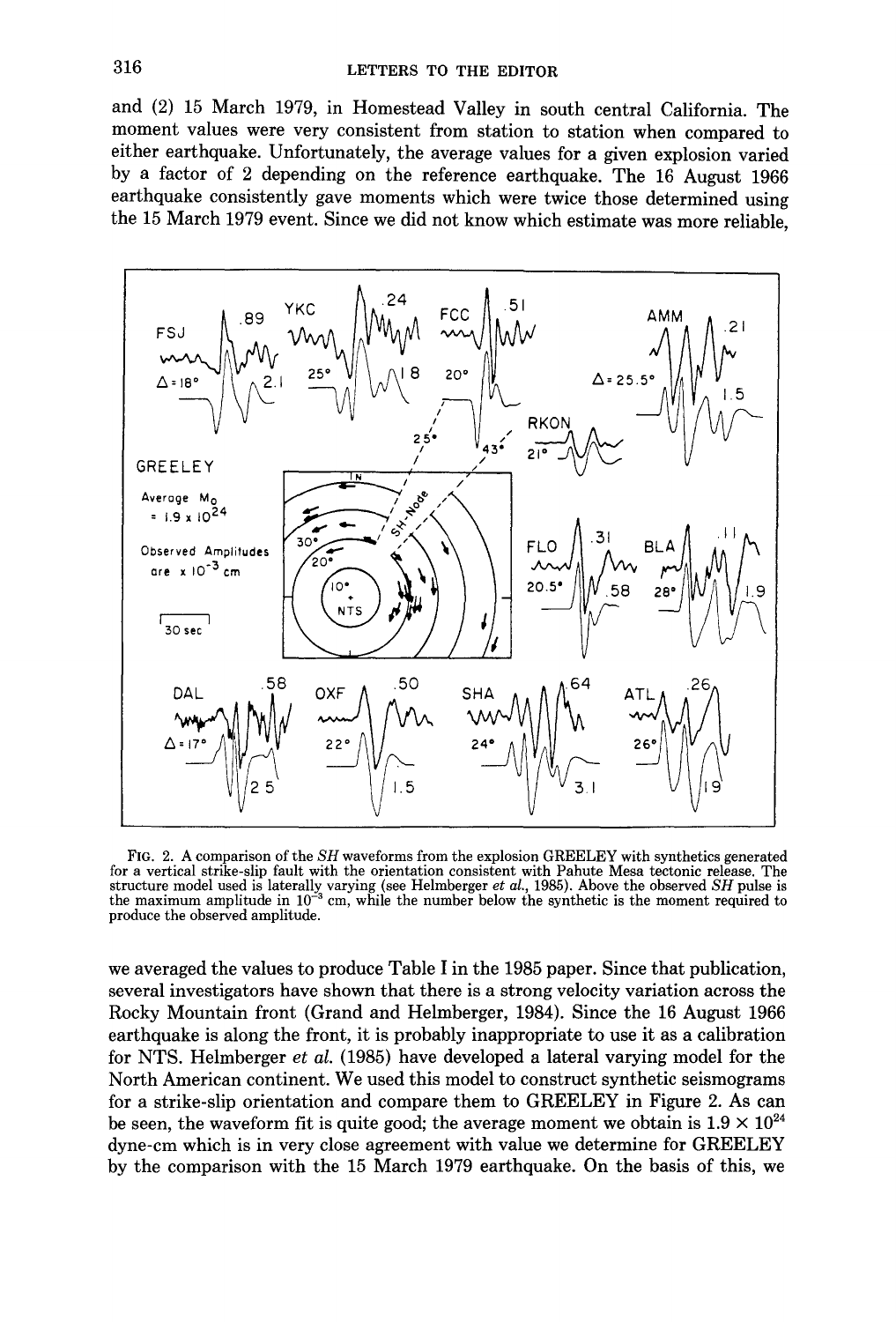and (2) 15 March 1979, in Homestead Valley in south central California. The moment values were very consistent from station to station when compared to either earthquake. Unfortunately, the average values for a given explosion varied by a factor of 2 depending on the reference earthquake. The 16 August 1966 earthquake consistently gave moments which were twice those determined using the 15 March 1979 event. Since we did not know which estimate was more reliable,

FIG. 2. A comparison of the *SH* waveforms from the explosion GREELEY with synthetics generated for a vertical strike-slip fault with the orientation consistent with Pahute Mesa tectonic release. The structure model used is laterally varying (see Helmberger *et al.*, 1985). Above the observed *SH* pulse is the maximum amplitude in $10^{-3}$ cm, while the number below the synthetic is the moment required to produce the observed amplitude.

we averaged the values to produce Table I in the 1985 paper. Since that publication, several investigators have shown that there is a strong velocity variation across the Rocky Mountain front (Grand and Helmberger, 1984). Since the 16 August 1966 earthquake is along the front, it is probably inappropriate to use it as a calibration for NTS. Helmberger *et al.* (1985) have developed a lateral varying model for the North American continent. We used this model to construct synthetic seismograms for a strike-slip orientation and compare them to GREELEY in Figure 2. As can be seen, the waveform fit is quite good; the average moment we obtain is $1.9 \times 10^{24}$ dyne-cm which is in very close agreement with value we determine for GREELEY by the comparison with the 15 March 1979 earthquake. On the basis of this, we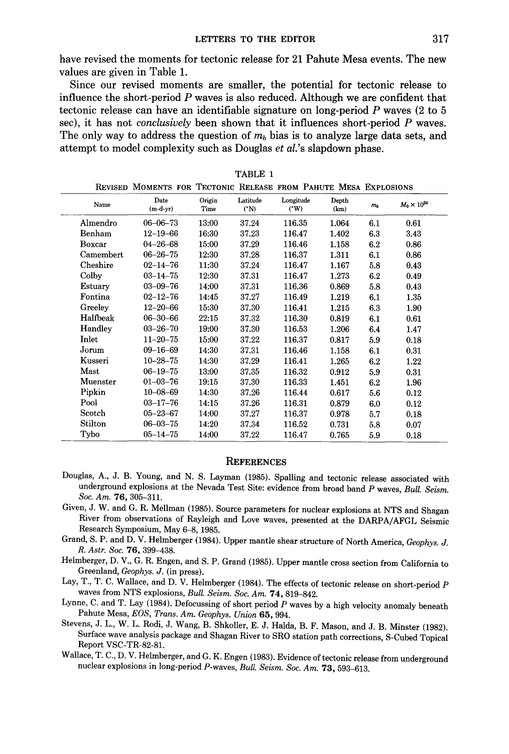have revised the moments for tectonic release for 21 Pahute Mesa events. The new values are given in Table 1.

Since our revised moments are smaller, the potential for tectonic release to influence the short-period $P$ waves is also reduced. Although we are confident that tectonic release can have an identifiable signature on long-period $P$ waves (2 to 5 sec), it has not *conclusively* been shown that it influences short-period $P$ waves. The only way to address the question of $m_b$ bias is to analyze large data sets, and attempt to model complexity such as Douglas *et al.*'s slapdown phase.

TABLE 1

REVISED MOMENTS FOR TECTONIC RELEASE FROM PAHUTE MESA EXPLOSIONS

| Name | Date (m-d-yr) | Origin Time | Latitude (°N) | Longitude (°W) | Depth (km) | $m_b$ | $M_0 \times 10^{24}$ |
|---|---|---|---|---|---|---|---|
| Almendro | 06–06–73 | 13:00 | 37.24 | 116.35 | 1.064 | 6.1 | 0.61 |
| Benham | 12–19–66 | 16:30 | 37.23 | 116.47 | 1.402 | 6.3 | 3.43 |
| Boxcar | 04–26–68 | 15:00 | 37.29 | 116.46 | 1.158 | 6.2 | 0.86 |
| Camembert | 06–26–75 | 12:30 | 37.28 | 116.37 | 1.311 | 6.1 | 0.86 |
| Cheshire | 02–14–76 | 11:30 | 37.24 | 116.47 | 1.167 | 5.8 | 0.43 |
| Colby | 03–14–75 | 12:30 | 37.31 | 116.47 | 1.273 | 6.2 | 0.49 |
| Estuary | 03–09–76 | 14:00 | 37.31 | 116.36 | 0.869 | 5.8 | 0.43 |
| Fontina | 02–12–76 | 14:45 | 37.27 | 116.49 | 1.219 | 6.1 | 1.35 |
| Greeley | 12–20–66 | 15:30 | 37.30 | 116.41 | 1.215 | 6.3 | 1.90 |
| Halfbeak | 06–30–66 | 22:15 | 37.32 | 116.30 | 0.819 | 6.1 | 0.61 |
| Handley | 03–26–70 | 19:00 | 37.30 | 116.53 | 1.206 | 6.4 | 1.47 |
| Inlet | 11–20–75 | 15:00 | 37.22 | 116.37 | 0.817 | 5.9 | 0.18 |
| Jorum | 09–16–69 | 14:30 | 37.31 | 116.46 | 1.158 | 6.1 | 0.31 |
| Kusseri | 10–28–75 | 14:30 | 37.29 | 116.41 | 1.265 | 6.2 | 1.22 |
| Mast | 06–19–75 | 13:00 | 37.35 | 116.32 | 0.912 | 5.9 | 0.31 |
| Muenster | 01–03–76 | 19:15 | 37.30 | 116.33 | 1.451 | 6.2 | 1.96 |
| Pipkin | 10–08–69 | 14:30 | 37.26 | 116.44 | 0.617 | 5.6 | 0.12 |
| Pool | 03–17–76 | 14:15 | 37.26 | 116.31 | 0.879 | 6.0 | 0.12 |
| Scotch | 05–23–67 | 14:00 | 37.27 | 116.37 | 0.978 | 5.7 | 0.18 |
| Stilton | 06–03–75 | 14:20 | 37.34 | 116.52 | 0.731 | 5.8 | 0.07 |
| Tybo | 05–14–75 | 14:00 | 37.22 | 116.47 | 0.765 | 5.9 | 0.18 |

## REFERENCES

Douglas, A., J. B. Young, and N. S. Layman (1985). Spalling and tectonic release associated with underground explosions at the Nevada Test Site: evidence from broad band P waves, *Bull. Seism. Soc. Am.* **76**, 305–311.

Given, J. W. and G. R. Mellman (1985). Source parameters for nuclear explosions at NTS and Shagan River from observations of Rayleigh and Love waves, presented at the DARPA/AFGL Seismic Research Symposium, May 6–8, 1985.

Grand, S. P. and D. V. Helmberger (1984). Upper mantle shear structure of North America, *Geophys. J. R. Astr. Soc.* **76**, 399–438.

Helmberger, D. V., G. R. Engen, and S. P. Grand (1985). Upper mantle cross section from California to Greenland, *Geophys. J.* (in press).

Lay, T., T. C. Wallace, and D. V. Helmberger (1984). The effects of tectonic release on short-period P waves from NTS explosions, *Bull. Seism. Soc. Am.* **74**, 819–842.

Lynne, C. and T. Lay (1984). Defocussing of short period P waves by a high velocity anomaly beneath Pahute Mesa, *EOS, Trans. Am. Geophys. Union* **65**, 994.

Stevens, J. L., W. L. Rodi, J. Wang, B. Shkoller, E. J. Halda, B. F. Mason, and J. B. Minster (1982). Surface wave analysis package and Shagan River to SRO station path corrections, S-Cubed Topical Report VSC-TR-82-81.

Wallace, T. C., D. V. Helmberger, and G. K. Engen (1983). Evidence of tectonic release from underground nuclear explosions in long-period P-waves, *Bull. Seism. Soc. Am.* **73**, 593–613.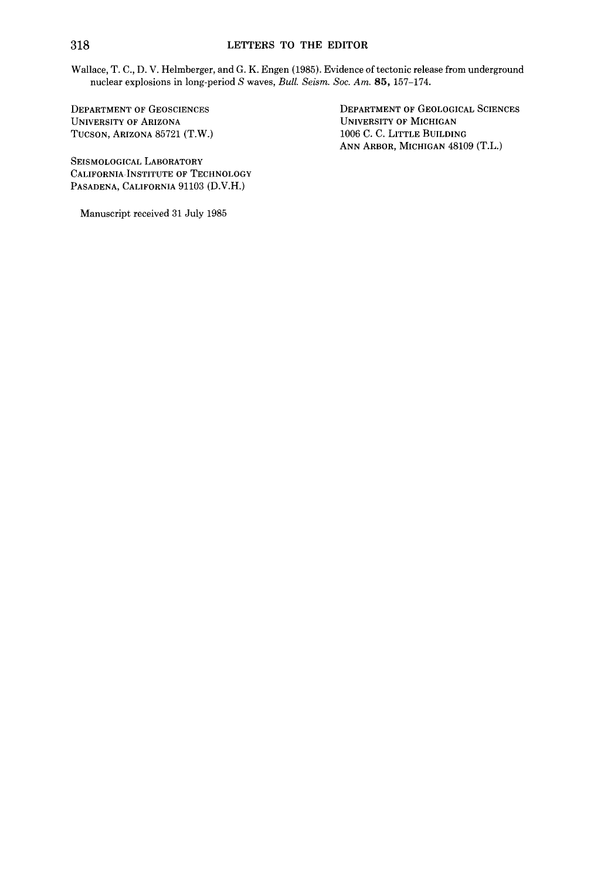Wallace, T. C., D. V. Helmberger, and G. K. Engen (1985). Evidence of tectonic release from underground nuclear explosions in long-period *S* waves, *Bull. Seism. Soc. Am.* **85,** 157–174.

Department of Geosciences
University of Arizona
Tucson, Arizona 85721 (T.W.)

Department of Geological Sciences
University of Michigan
1006 C. C. Little Building
Ann Arbor, Michigan 48109 (T.L.)

Seismological Laboratory
California Institute of Technology
Pasadena, California 91103 (D.V.H.)

Manuscript received 31 July 1985